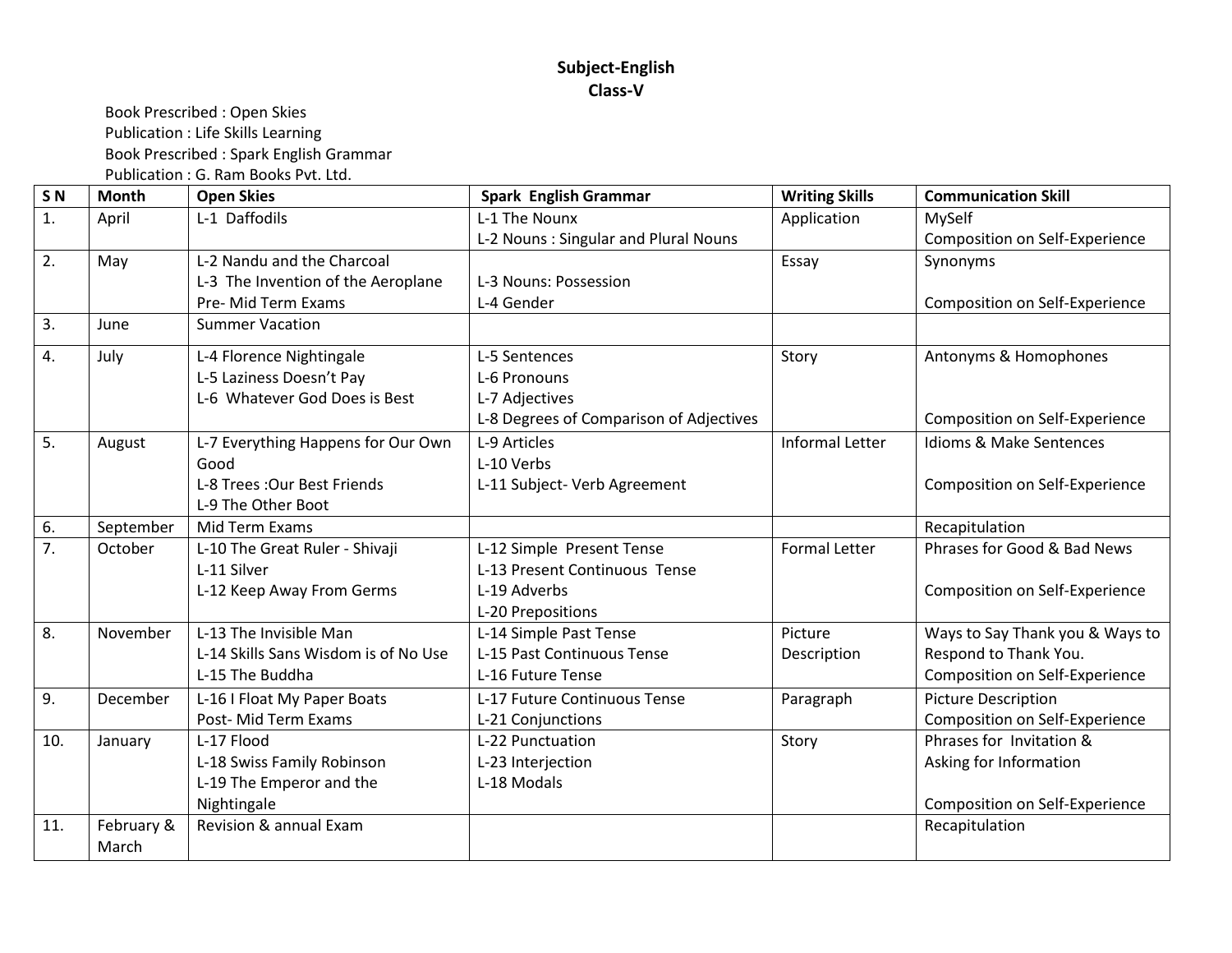**Subject-English**
**Class-V**

Book Prescribed : Open Skies
Publication : Life Skills Learning
Book Prescribed : Spark English Grammar
Publication : G. Ram Books Pvt. Ltd.

| S N | Month | Open Skies | Spark English Grammar | Writing Skills | Communication Skill |
|---|---|---|---|---|---|
| 1. | April | L-1 Daffodils | L-1 The Nounx<br>L-2 Nouns : Singular and Plural Nouns | Application | MySelf<br>Composition on Self-Experience |
| 2. | May | L-2 Nandu and the Charcoal<br>L-3 The Invention of the Aeroplane<br>Pre- Mid Term Exams | L-3 Nouns: Possession<br>L-4 Gender | Essay | Synonyms<br>Composition on Self-Experience |
| 3. | June | Summer Vacation | | | |
| 4. | July | L-4 Florence Nightingale<br>L-5 Laziness Doesn't Pay<br>L-6 Whatever God Does is Best | L-5 Sentences<br>L-6 Pronouns<br>L-7 Adjectives<br>L-8 Degrees of Comparison of Adjectives | Story | Antonyms & Homophones<br>Composition on Self-Experience |
| 5. | August | L-7 Everything Happens for Our Own Good<br>L-8 Trees :Our Best Friends<br>L-9 The Other Boot | L-9 Articles<br>L-10 Verbs<br>L-11 Subject- Verb Agreement | Informal Letter | Idioms & Make Sentences<br>Composition on Self-Experience |
| 6. | September | Mid Term Exams | | | Recapitulation |
| 7. | October | L-10 The Great Ruler - Shivaji<br>L-11 Silver<br>L-12 Keep Away From Germs | L-12 Simple Present Tense<br>L-13 Present Continuous Tense<br>L-19 Adverbs<br>L-20 Prepositions | Formal Letter | Phrases for Good & Bad News<br>Composition on Self-Experience |
| 8. | November | L-13 The Invisible Man<br>L-14 Skills Sans Wisdom is of No Use<br>L-15 The Buddha | L-14 Simple Past Tense<br>L-15 Past Continuous Tense<br>L-16 Future Tense | Picture Description | Ways to Say Thank you & Ways to Respond to Thank You.<br>Composition on Self-Experience |
| 9. | December | L-16 I Float My Paper Boats<br>Post- Mid Term Exams | L-17 Future Continuous Tense<br>L-21 Conjunctions | Paragraph | Picture Description<br>Composition on Self-Experience |
| 10. | January | L-17 Flood<br>L-18 Swiss Family Robinson<br>L-19 The Emperor and the Nightingale | L-22 Punctuation<br>L-23 Interjection<br>L-18 Modals | Story | Phrases for Invitation & Asking for Information<br>Composition on Self-Experience |
| 11. | February & March | Revision & annual Exam | | | Recapitulation |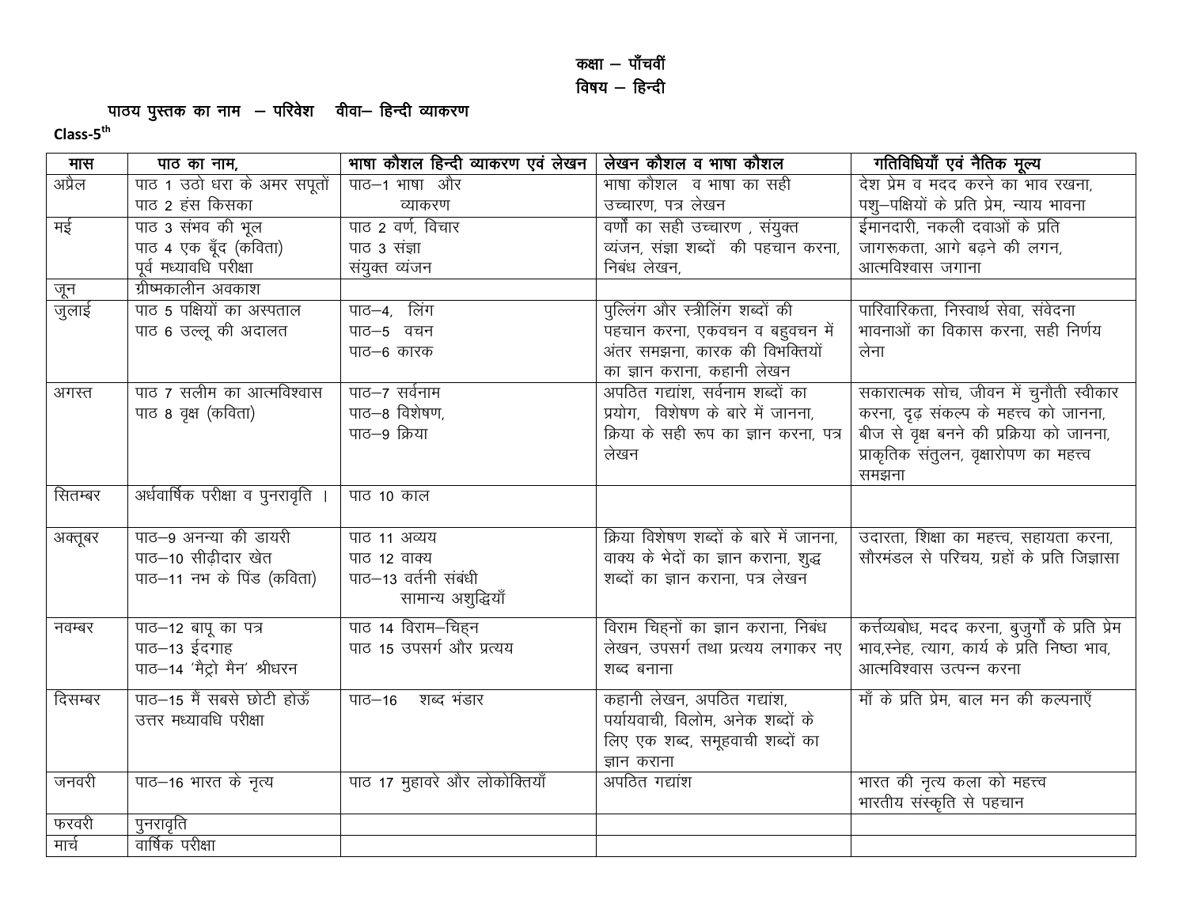**कक्षा – पाँचवीं**

**विषय – हिन्दी**

**पाठ्य पुस्तक का नाम – परिवेश वीवा– हिन्दी व्याकरण**

**Class-5th**

| मास | पाठ का नाम, | भाषा कौशल हिन्दी व्याकरण एवं लेखन | लेखन कौशल व भाषा कौशल | गतिविधियाँ एवं नैतिक मूल्य |
|---|---|---|---|---|
| अप्रैल | पाठ 1 उठो धरा के अमर सपूतों<br>पाठ 2 हंस किसका | पाठ–1 भाषा और व्याकरण | भाषा कौशल व भाषा का सही उच्चारण, पत्र लेखन | देश प्रेम व मदद करने का भाव रखना, पशु–पक्षियों के प्रति प्रेम, न्याय भावना |
| मई | पाठ 3 संभव की भूल<br>पाठ 4 एक बूँद (कविता)<br>पूर्व मध्यावधि परीक्षा | पाठ 2 वर्ण, विचार<br>पाठ 3 संज्ञा<br>संयुक्त व्यंजन | वर्णों का सही उच्चारण , संयुक्त व्यंजन, संज्ञा शब्दों की पहचान करना, निबंध लेखन, | ईमानदारी, नकली दवाओं के प्रति जागरूकता, आगे बढ़ने की लगन, आत्मविश्वास जगाना |
| जून | ग्रीष्मकालीन अवकाश | | | |
| जुलाई | पाठ 5 पक्षियों का अस्पताल<br>पाठ 6 उल्लू की अदालत | पाठ–4, लिंग<br>पाठ–5 वचन<br>पाठ–6 कारक | पुल्लिंग और स्त्रीलिंग शब्दों की पहचान करना, एकवचन व बहुवचन में अंतर समझना, कारक की विभक्तियों का ज्ञान कराना, कहानी लेखन | पारिवारिकता, निस्वार्थ सेवा, संवेदना भावनाओं का विकास करना, सही निर्णय लेना |
| अगस्त | पाठ 7 सलीम का आत्मविश्वास<br>पाठ 8 वृक्ष (कविता) | पाठ–7 सर्वनाम<br>पाठ–8 विशेषण,<br>पाठ–9 क्रिया | अपठित गद्यांश, सर्वनाम शब्दों का प्रयोग, विशेषण के बारे में जानना, क्रिया के सही रूप का ज्ञान करना, पत्र लेखन | सकारात्मक सोच, जीवन में चुनौती स्वीकार करना, दृढ़ संकल्प के महत्त्व को जानना, बीज से वृक्ष बनने की प्रक्रिया को जानना, प्राकृतिक संतुलन, वृक्षारोपण का महत्त्व समझना |
| सितम्बर | अर्धवार्षिक परीक्षा व पुनरावृति । | पाठ 10 काल | | |
| अक्तूबर | पाठ–9 अनन्या की डायरी<br>पाठ–10 सीढ़ीदार खेत<br>पाठ–11 नभ के पिंड (कविता) | पाठ 11 अव्यय<br>पाठ 12 वाक्य<br>पाठ–13 वर्तनी संबंधी सामान्य अशुद्धियाँ | क्रिया विशेषण शब्दों के बारे में जानना, वाक्य के भेदों का ज्ञान कराना, शुद्ध शब्दों का ज्ञान कराना, पत्र लेखन | उदारता, शिक्षा का महत्त्व, सहायता करना, सौरमंडल से परिचय, ग्रहों के प्रति जिज्ञासा |
| नवम्बर | पाठ–12 बापू का पत्र<br>पाठ–13 ईदगाह<br>पाठ–14 'मैट्रो मैन' श्रीधरन | पाठ 14 विराम–चिह्न<br>पाठ 15 उपसर्ग और प्रत्यय | विराम चिह्नों का ज्ञान कराना, निबंध लेखन, उपसर्ग तथा प्रत्यय लगाकर नए शब्द बनाना | कर्त्तव्यबोध, मदद करना, बुजुर्गों के प्रति प्रेम भाव,स्नेह, त्याग, कार्य के प्रति निष्ठा भाव, आत्मविश्वास उत्पन्न करना |
| दिसम्बर | पाठ–15 मैं सबसे छोटी होऊँ<br>उत्तर मध्यावधि परीक्षा | पाठ–16 शब्द भंडार | कहानी लेखन, अपठित गद्यांश, पर्यायवाची, विलोम, अनेक शब्दों के लिए एक शब्द, समूहवाची शब्दों का ज्ञान कराना | माँ के प्रति प्रेम, बाल मन की कल्पनाएँ |
| जनवरी | पाठ–16 भारत के नृत्य | पाठ 17 मुहावरे और लोकोक्तियाँ | अपठित गद्यांश | भारत की नृत्य कला को महत्त्व<br>भारतीय संस्कृति से पहचान |
| फरवरी | पुनरावृति | | | |
| मार्च | वार्षिक परीक्षा | | | |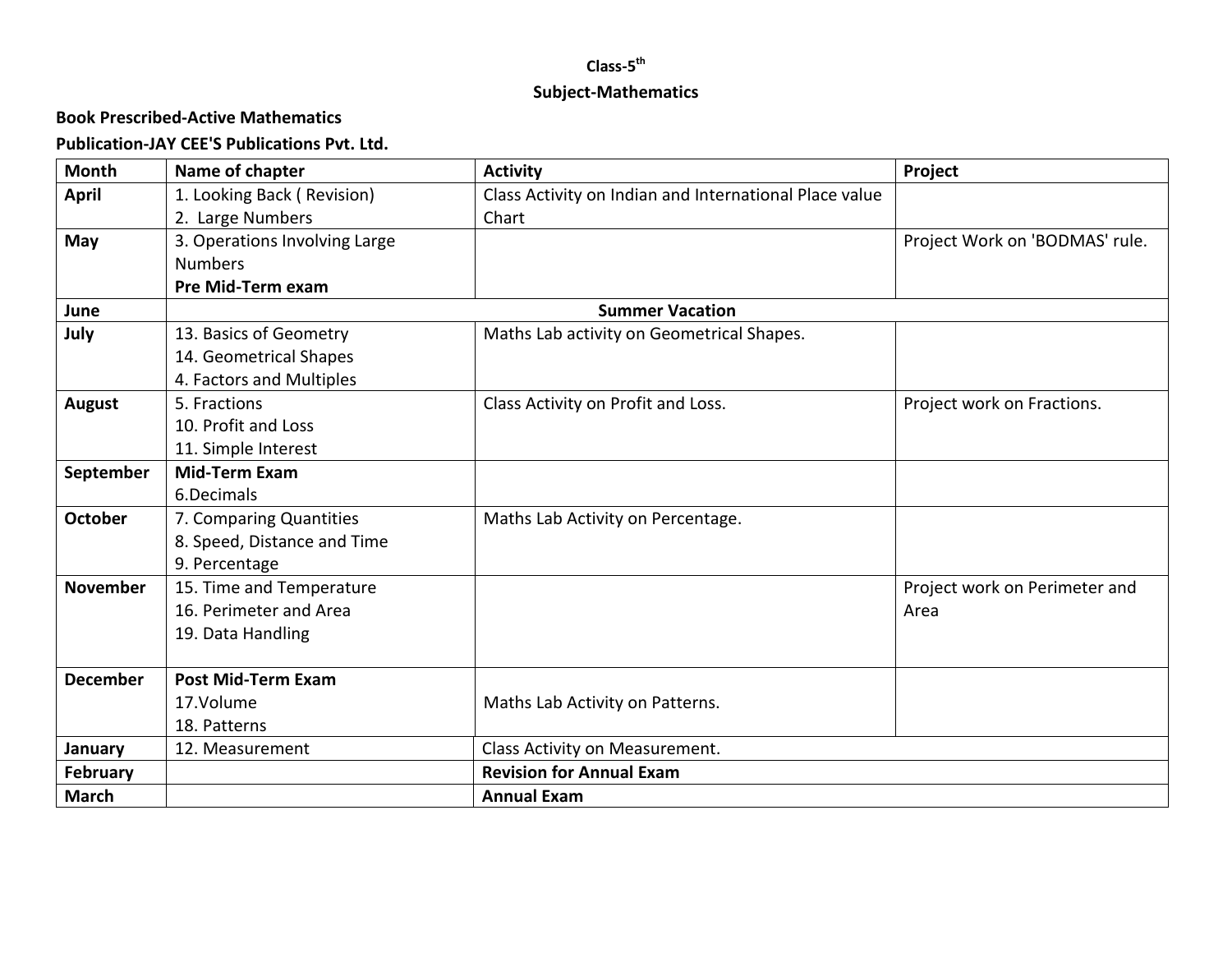**Class-5th**

**Subject-Mathematics**

**Book Prescribed-Active Mathematics**

**Publication-JAY CEE'S Publications Pvt. Ltd.**

| Month | Name of chapter | Activity | Project |
|---|---|---|---|
| **April** | 1. Looking Back ( Revision)<br>2. Large Numbers | Class Activity on Indian and International Place value Chart | |
| **May** | 3. Operations Involving Large Numbers<br>**Pre Mid-Term exam** | | Project Work on 'BODMAS' rule. |
| **June** | **Summer Vacation** | | |
| **July** | 13. Basics of Geometry<br>14. Geometrical Shapes<br>4. Factors and Multiples | Maths Lab activity on Geometrical Shapes. | |
| **August** | 5. Fractions<br>10. Profit and Loss<br>11. Simple Interest | Class Activity on Profit and Loss. | Project work on Fractions. |
| **September** | **Mid-Term Exam**<br>6.Decimals | | |
| **October** | 7. Comparing Quantities<br>8. Speed, Distance and Time<br>9. Percentage | Maths Lab Activity on Percentage. | |
| **November** | 15. Time and Temperature<br>16. Perimeter and Area<br>19. Data Handling | | Project work on Perimeter and Area |
| **December** | **Post Mid-Term Exam**<br>17.Volume<br>18. Patterns | Maths Lab Activity on Patterns. | |
| **January** | 12. Measurement | Class Activity on Measurement. | |
| **February** | | **Revision for Annual Exam** | |
| **March** | | **Annual Exam** | |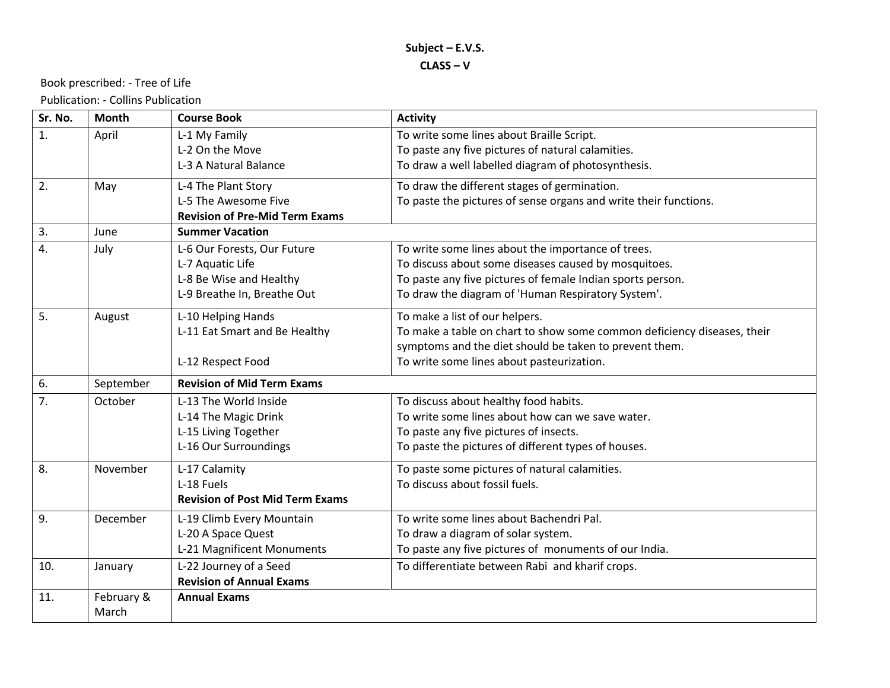**Subject – E.V.S.**

**CLASS – V**

Book prescribed: - Tree of Life

Publication: - Collins Publication

| Sr. No. | Month | Course Book | Activity |
|---|---|---|---|
| 1. | April | L-1 My Family<br>L-2 On the Move<br>L-3 A Natural Balance | To write some lines about Braille Script.<br>To paste any five pictures of natural calamities.<br>To draw a well labelled diagram of photosynthesis. |
| 2. | May | L-4 The Plant Story<br>L-5 The Awesome Five<br>**Revision of Pre-Mid Term Exams** | To draw the different stages of germination.<br>To paste the pictures of sense organs and write their functions. |
| 3. | June | **Summer Vacation** | |
| 4. | July | L-6 Our Forests, Our Future<br>L-7 Aquatic Life<br>L-8 Be Wise and Healthy<br>L-9 Breathe In, Breathe Out | To write some lines about the importance of trees.<br>To discuss about some diseases caused by mosquitoes.<br>To paste any five pictures of female Indian sports person.<br>To draw the diagram of 'Human Respiratory System'. |
| 5. | August | L-10 Helping Hands<br>L-11 Eat Smart and Be Healthy<br><br>L-12 Respect Food | To make a list of our helpers.<br>To make a table on chart to show some common deficiency diseases, their symptoms and the diet should be taken to prevent them.<br>To write some lines about pasteurization. |
| 6. | September | **Revision of Mid Term Exams** | |
| 7. | October | L-13 The World Inside<br>L-14 The Magic Drink<br>L-15 Living Together<br>L-16 Our Surroundings | To discuss about healthy food habits.<br>To write some lines about how can we save water.<br>To paste any five pictures of insects.<br>To paste the pictures of different types of houses. |
| 8. | November | L-17 Calamity<br>L-18 Fuels<br>**Revision of Post Mid Term Exams** | To paste some pictures of natural calamities.<br>To discuss about fossil fuels. |
| 9. | December | L-19 Climb Every Mountain<br>L-20 A Space Quest<br>L-21 Magnificent Monuments | To write some lines about Bachendri Pal.<br>To draw a diagram of solar system.<br>To paste any five pictures of monuments of our India. |
| 10. | January | L-22 Journey of a Seed<br>**Revision of Annual Exams** | To differentiate between Rabi and kharif crops. |
| 11. | February & March | **Annual Exams** | |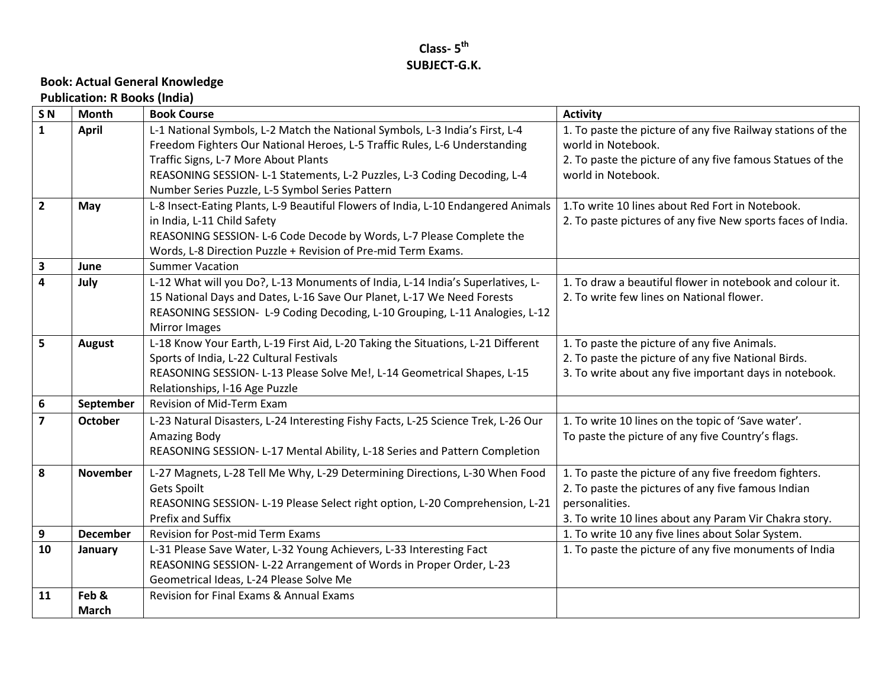**Class- 5th**
**SUBJECT-G.K.**

**Book: Actual General Knowledge**
**Publication: R Books (India)**

| S N | Month | Book Course | Activity |
|---|---|---|---|
| 1 | April | L-1 National Symbols, L-2 Match the National Symbols, L-3 India's First, L-4 Freedom Fighters Our National Heroes, L-5 Traffic Rules, L-6 Understanding Traffic Signs, L-7 More About Plants<br>REASONING SESSION- L-1 Statements, L-2 Puzzles, L-3 Coding Decoding, L-4 Number Series Puzzle, L-5 Symbol Series Pattern | 1. To paste the picture of any five Railway stations of the world in Notebook.<br>2. To paste the picture of any five famous Statues of the world in Notebook. |
| 2 | May | L-8 Insect-Eating Plants, L-9 Beautiful Flowers of India, L-10 Endangered Animals in India, L-11 Child Safety<br>REASONING SESSION- L-6 Code Decode by Words, L-7 Please Complete the Words, L-8 Direction Puzzle + Revision of Pre-mid Term Exams. | 1.To write 10 lines about Red Fort in Notebook.<br>2. To paste pictures of any five New sports faces of India. |
| 3 | June | Summer Vacation | |
| 4 | July | L-12 What will you Do?, L-13 Monuments of India, L-14 India's Superlatives, L-15 National Days and Dates, L-16 Save Our Planet, L-17 We Need Forests<br>REASONING SESSION- L-9 Coding Decoding, L-10 Grouping, L-11 Analogies, L-12 Mirror Images | 1. To draw a beautiful flower in notebook and colour it.<br>2. To write few lines on National flower. |
| 5 | August | L-18 Know Your Earth, L-19 First Aid, L-20 Taking the Situations, L-21 Different Sports of India, L-22 Cultural Festivals<br>REASONING SESSION- L-13 Please Solve Me!, L-14 Geometrical Shapes, L-15 Relationships, l-16 Age Puzzle | 1. To paste the picture of any five Animals.<br>2. To paste the picture of any five National Birds.<br>3. To write about any five important days in notebook. |
| 6 | September | Revision of Mid-Term Exam | |
| 7 | October | L-23 Natural Disasters, L-24 Interesting Fishy Facts, L-25 Science Trek, L-26 Our Amazing Body<br>REASONING SESSION- L-17 Mental Ability, L-18 Series and Pattern Completion | 1. To write 10 lines on the topic of 'Save water'.<br>To paste the picture of any five Country's flags. |
| 8 | November | L-27 Magnets, L-28 Tell Me Why, L-29 Determining Directions, L-30 When Food Gets Spoilt<br>REASONING SESSION- L-19 Please Select right option, L-20 Comprehension, L-21 Prefix and Suffix | 1. To paste the picture of any five freedom fighters.<br>2. To paste the pictures of any five famous Indian personalities.<br>3. To write 10 lines about any Param Vir Chakra story. |
| 9 | December | Revision for Post-mid Term Exams | 1. To write 10 any five lines about Solar System. |
| 10 | January | L-31 Please Save Water, L-32 Young Achievers, L-33 Interesting Fact<br>REASONING SESSION- L-22 Arrangement of Words in Proper Order, L-23 Geometrical Ideas, L-24 Please Solve Me | 1. To paste the picture of any five monuments of India |
| 11 | Feb & March | Revision for Final Exams & Annual Exams | |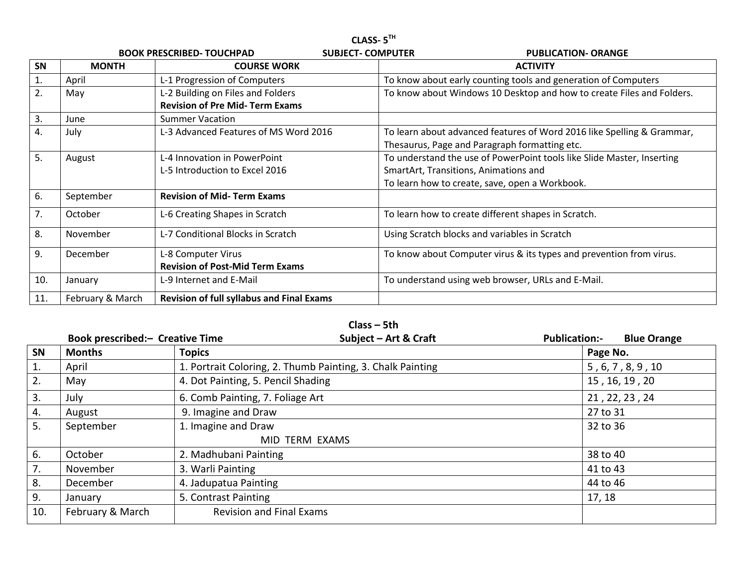**CLASS- $5^{TH}$**

**BOOK PRESCRIBED- TOUCHPAD** **SUBJECT- COMPUTER** **PUBLICATION- ORANGE**

| SN | MONTH | COURSE WORK | ACTIVITY |
|---|---|---|---|
| 1. | April | L-1 Progression of Computers | To know about early counting tools and generation of Computers |
| 2. | May | L-2 Building on Files and Folders<br>**Revision of Pre Mid- Term Exams** | To know about Windows 10 Desktop and how to create Files and Folders. |
| 3. | June | Summer Vacation | |
| 4. | July | L-3 Advanced Features of MS Word 2016 | To learn about advanced features of Word 2016 like Spelling & Grammar, Thesaurus, Page and Paragraph formatting etc. |
| 5. | August | L-4 Innovation in PowerPoint<br>L-5 Introduction to Excel 2016 | To understand the use of PowerPoint tools like Slide Master, Inserting SmartArt, Transitions, Animations and<br>To learn how to create, save, open a Workbook. |
| 6. | September | **Revision of Mid- Term Exams** | |
| 7. | October | L-6 Creating Shapes in Scratch | To learn how to create different shapes in Scratch. |
| 8. | November | L-7 Conditional Blocks in Scratch | Using Scratch blocks and variables in Scratch |
| 9. | December | L-8 Computer Virus<br>**Revision of Post-Mid Term Exams** | To know about Computer virus & its types and prevention from virus. |
| 10. | January | L-9 Internet and E-Mail | To understand using web browser, URLs and E-Mail. |
| 11. | February & March | **Revision of full syllabus and Final Exams** | |

**Class – 5th**

**Book prescribed:– Creative Time** **Subject – Art & Craft** **Publication:- Blue Orange**

| SN | Months | Topics | Page No. |
|---|---|---|---|
| 1. | April | 1. Portrait Coloring, 2. Thumb Painting, 3. Chalk Painting | 5 , 6, 7 , 8, 9 , 10 |
| 2. | May | 4. Dot Painting, 5. Pencil Shading | 15 , 16, 19 , 20 |
| 3. | July | 6. Comb Painting, 7. Foliage Art | 21 , 22, 23 , 24 |
| 4. | August | 9. Imagine and Draw | 27 to 31 |
| 5. | September | 1. Imagine and Draw<br>MID TERM EXAMS | 32 to 36 |
| 6. | October | 2. Madhubani Painting | 38 to 40 |
| 7. | November | 3. Warli Painting | 41 to 43 |
| 8. | December | 4. Jadupatua Painting | 44 to 46 |
| 9. | January | 5. Contrast Painting | 17, 18 |
| 10. | February & March | Revision and Final Exams | |